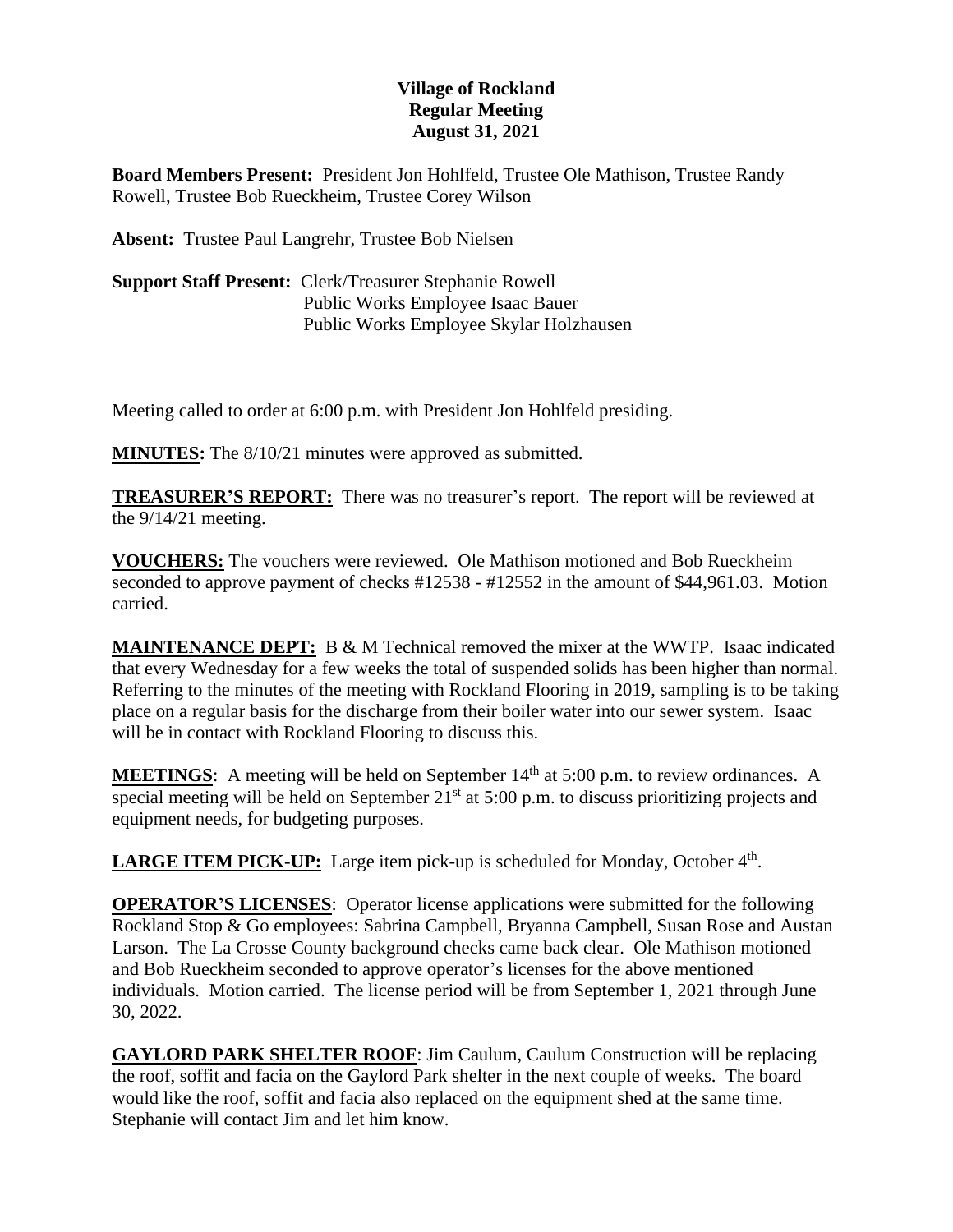**Village of Rockland**
**Regular Meeting**
**August 31, 2021**

**Board Members Present:** President Jon Hohlfeld, Trustee Ole Mathison, Trustee Randy Rowell, Trustee Bob Rueckheim, Trustee Corey Wilson

**Absent:** Trustee Paul Langrehr, Trustee Bob Nielsen

**Support Staff Present:** Clerk/Treasurer Stephanie Rowell
Public Works Employee Isaac Bauer
Public Works Employee Skylar Holzhausen

Meeting called to order at 6:00 p.m. with President Jon Hohlfeld presiding.

**MINUTES:** The 8/10/21 minutes were approved as submitted.

**TREASURER'S REPORT:** There was no treasurer's report. The report will be reviewed at the 9/14/21 meeting.

**VOUCHERS:** The vouchers were reviewed. Ole Mathison motioned and Bob Rueckheim seconded to approve payment of checks #12538 - #12552 in the amount of $44,961.03. Motion carried.

**MAINTENANCE DEPT:** B & M Technical removed the mixer at the WWTP. Isaac indicated that every Wednesday for a few weeks the total of suspended solids has been higher than normal. Referring to the minutes of the meeting with Rockland Flooring in 2019, sampling is to be taking place on a regular basis for the discharge from their boiler water into our sewer system. Isaac will be in contact with Rockland Flooring to discuss this.

**MEETINGS**: A meeting will be held on September 14th at 5:00 p.m. to review ordinances. A special meeting will be held on September 21st at 5:00 p.m. to discuss prioritizing projects and equipment needs, for budgeting purposes.

**LARGE ITEM PICK-UP:** Large item pick-up is scheduled for Monday, October 4th.

**OPERATOR'S LICENSES**: Operator license applications were submitted for the following Rockland Stop & Go employees: Sabrina Campbell, Bryanna Campbell, Susan Rose and Austan Larson. The La Crosse County background checks came back clear. Ole Mathison motioned and Bob Rueckheim seconded to approve operator's licenses for the above mentioned individuals. Motion carried. The license period will be from September 1, 2021 through June 30, 2022.

**GAYLORD PARK SHELTER ROOF**: Jim Caulum, Caulum Construction will be replacing the roof, soffit and facia on the Gaylord Park shelter in the next couple of weeks. The board would like the roof, soffit and facia also replaced on the equipment shed at the same time. Stephanie will contact Jim and let him know.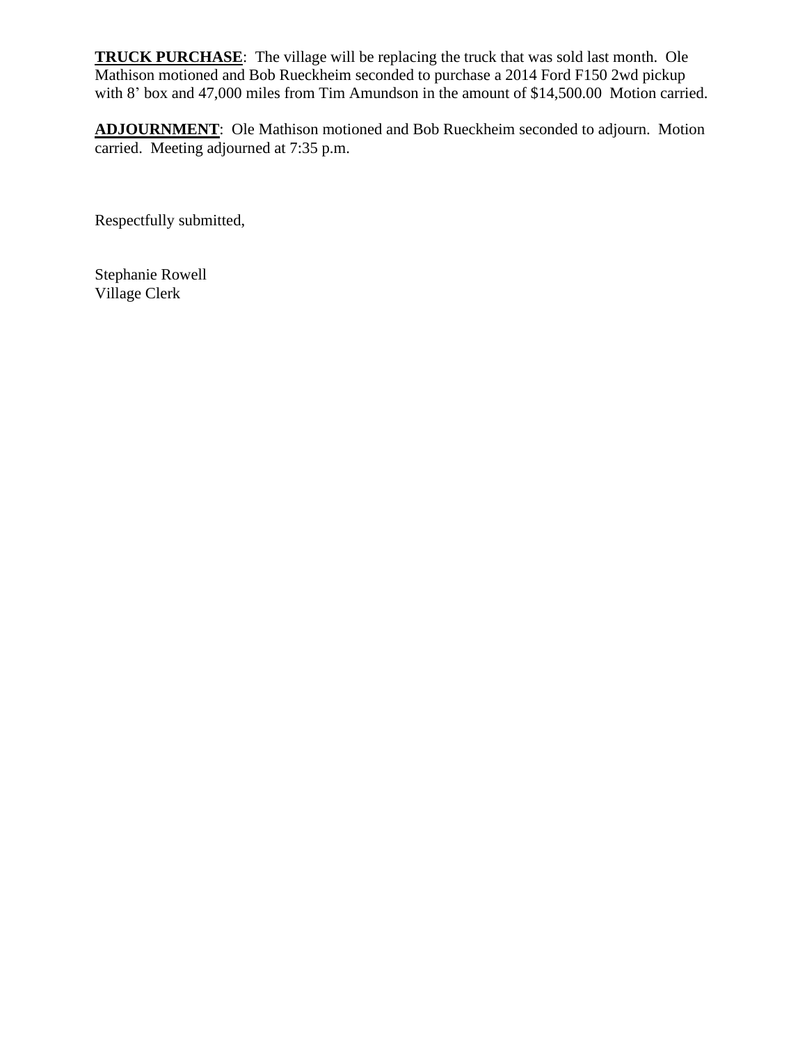**<u>TRUCK PURCHASE</u>**: The village will be replacing the truck that was sold last month. Ole Mathison motioned and Bob Rueckheim seconded to purchase a 2014 Ford F150 2wd pickup with 8' box and 47,000 miles from Tim Amundson in the amount of $14,500.00 Motion carried.

**<u>ADJOURNMENT</u>**: Ole Mathison motioned and Bob Rueckheim seconded to adjourn. Motion carried. Meeting adjourned at 7:35 p.m.

Respectfully submitted,

Stephanie Rowell
Village Clerk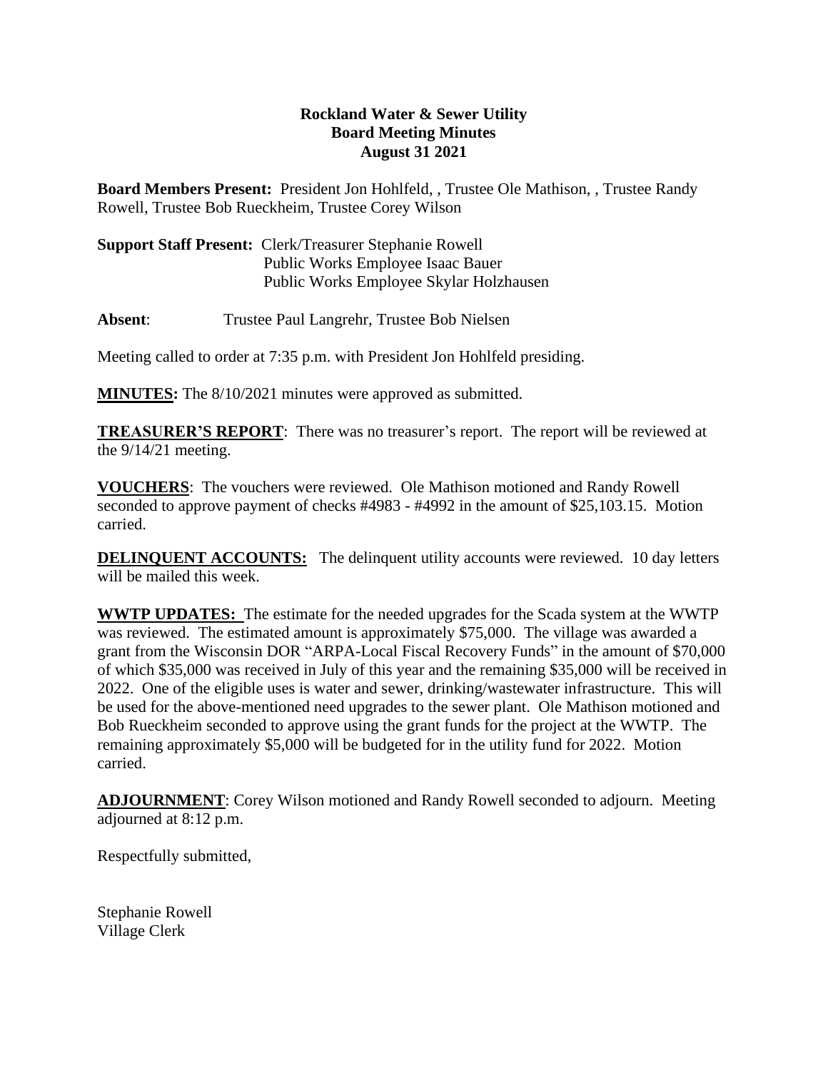**Rockland Water & Sewer Utility**
**Board Meeting Minutes**
**August 31 2021**

**Board Members Present:** President Jon Hohlfeld, , Trustee Ole Mathison, , Trustee Randy Rowell, Trustee Bob Rueckheim, Trustee Corey Wilson

**Support Staff Present:** Clerk/Treasurer Stephanie Rowell
Public Works Employee Isaac Bauer
Public Works Employee Skylar Holzhausen

**Absent**: Trustee Paul Langrehr, Trustee Bob Nielsen

Meeting called to order at 7:35 p.m. with President Jon Hohlfeld presiding.

**MINUTES:** The 8/10/2021 minutes were approved as submitted.

**TREASURER'S REPORT**: There was no treasurer's report. The report will be reviewed at the 9/14/21 meeting.

**VOUCHERS**: The vouchers were reviewed. Ole Mathison motioned and Randy Rowell seconded to approve payment of checks #4983 - #4992 in the amount of $25,103.15. Motion carried.

**DELINQUENT ACCOUNTS:** The delinquent utility accounts were reviewed. 10 day letters will be mailed this week.

**WWTP UPDATES:** The estimate for the needed upgrades for the Scada system at the WWTP was reviewed. The estimated amount is approximately $75,000. The village was awarded a grant from the Wisconsin DOR "ARPA-Local Fiscal Recovery Funds" in the amount of $70,000 of which $35,000 was received in July of this year and the remaining $35,000 will be received in 2022. One of the eligible uses is water and sewer, drinking/wastewater infrastructure. This will be used for the above-mentioned need upgrades to the sewer plant. Ole Mathison motioned and Bob Rueckheim seconded to approve using the grant funds for the project at the WWTP. The remaining approximately $5,000 will be budgeted for in the utility fund for 2022. Motion carried.

**ADJOURNMENT**: Corey Wilson motioned and Randy Rowell seconded to adjourn. Meeting adjourned at 8:12 p.m.

Respectfully submitted,

Stephanie Rowell
Village Clerk